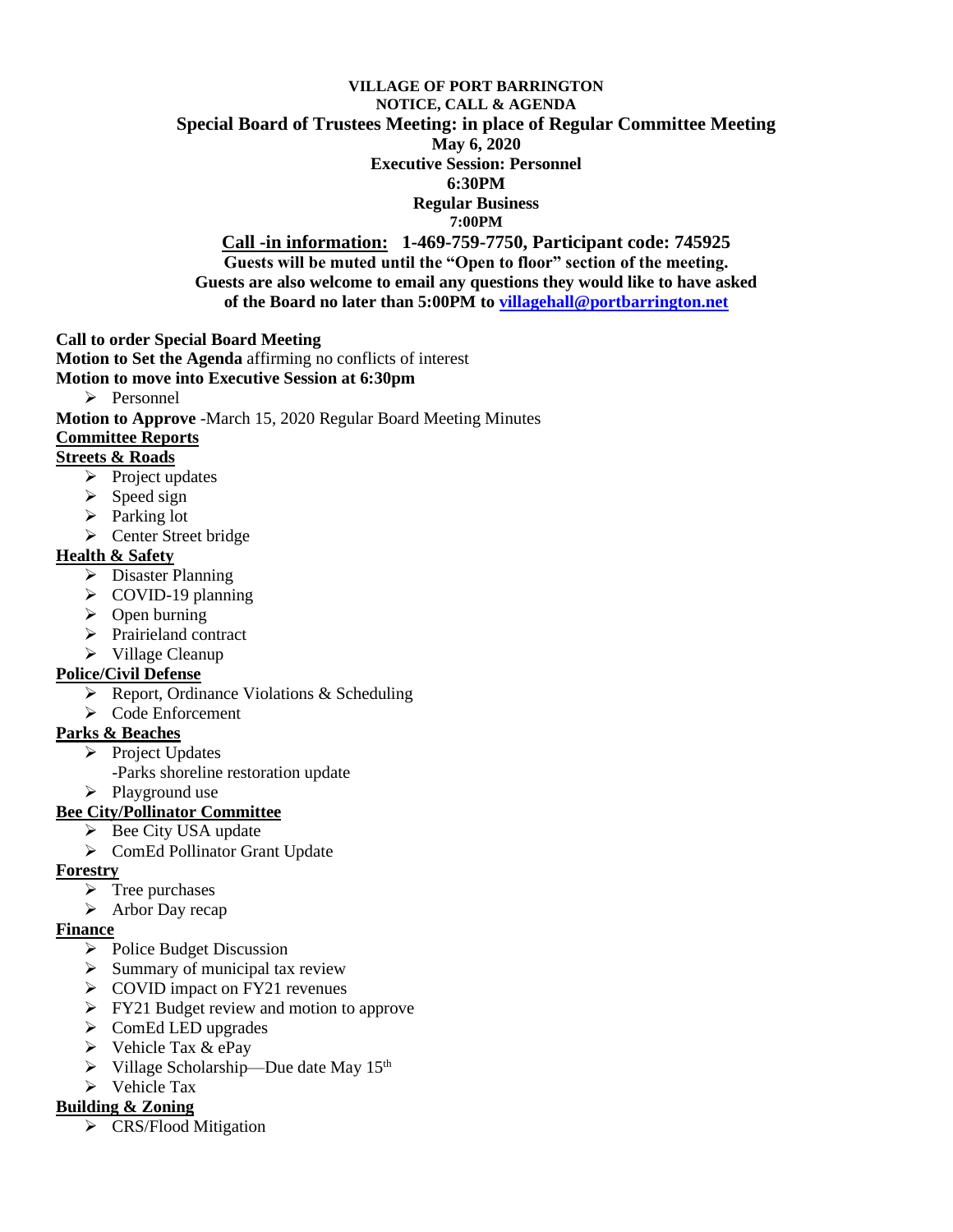**VILLAGE OF PORT BARRINGTON**
**NOTICE, CALL & AGENDA**
**Special Board of Trustees Meeting: in place of Regular Committee Meeting**
**May 6, 2020**
**Executive Session: Personnel**
**6:30PM**
**Regular Business**
**7:00PM**

**Call -in information: 1-469-759-7750, Participant code: 745925**
**Guests will be muted until the "Open to floor" section of the meeting.**
**Guests are also welcome to email any questions they would like to have asked of the Board no later than 5:00PM to [villagehall@portbarrington.net](mailto:villagehall@portbarrington.net)**

**Call to order Special Board Meeting**
**Motion to Set the Agenda** affirming no conflicts of interest
**Motion to move into Executive Session at 6:30pm**

- Personnel

**Motion to Approve** -March 15, 2020 Regular Board Meeting Minutes

**Committee Reports**

**Streets & Roads**

- Project updates
- Speed sign
- Parking lot
- Center Street bridge

**Health & Safety**

- Disaster Planning
- COVID-19 planning
- Open burning
- Prairieland contract
- Village Cleanup

**Police/Civil Defense**

- Report, Ordinance Violations & Scheduling
- Code Enforcement

**Parks & Beaches**

- Project Updates
  -Parks shoreline restoration update
- Playground use

**Bee City/Pollinator Committee**

- Bee City USA update
- ComEd Pollinator Grant Update

**Forestry**

- Tree purchases
- Arbor Day recap

**Finance**

- Police Budget Discussion
- Summary of municipal tax review
- COVID impact on FY21 revenues
- FY21 Budget review and motion to approve
- ComEd LED upgrades
- Vehicle Tax & ePay
- Village Scholarship—Due date May 15th
- Vehicle Tax

**Building & Zoning**

- CRS/Flood Mitigation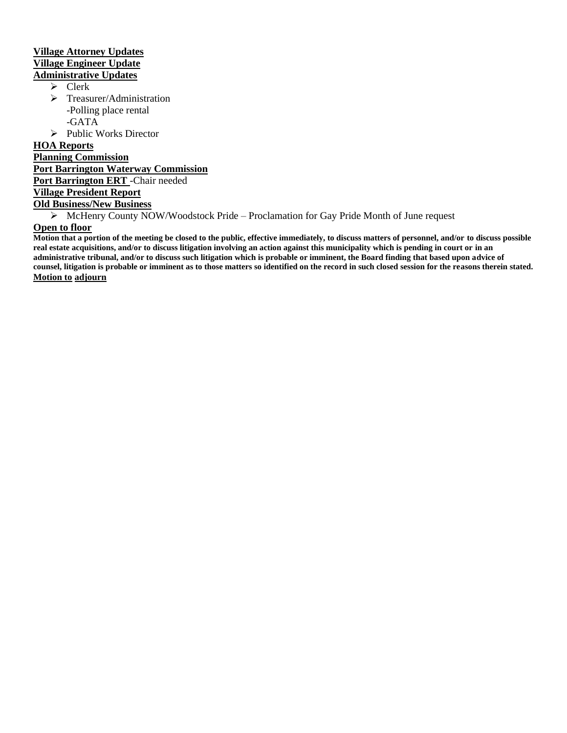**Village Attorney Updates**

**Village Engineer Update**

**Administrative Updates**

- Clerk
- Treasurer/Administration
  -Polling place rental
  -GATA
- Public Works Director

**HOA Reports**

**Planning Commission**

**Port Barrington Waterway Commission**

**Port Barrington ERT** -Chair needed

**Village President Report**

**Old Business/New Business**

- McHenry County NOW/Woodstock Pride – Proclamation for Gay Pride Month of June request

**Open to floor**

**Motion that a portion of the meeting be closed to the public, effective immediately, to discuss matters of personnel, and/or to discuss possible real estate acquisitions, and/or to discuss litigation involving an action against this municipality which is pending in court or in an administrative tribunal, and/or to discuss such litigation which is probable or imminent, the Board finding that based upon advice of counsel, litigation is probable or imminent as to those matters so identified on the record in such closed session for the reasons therein stated.**

**Motion to adjourn**